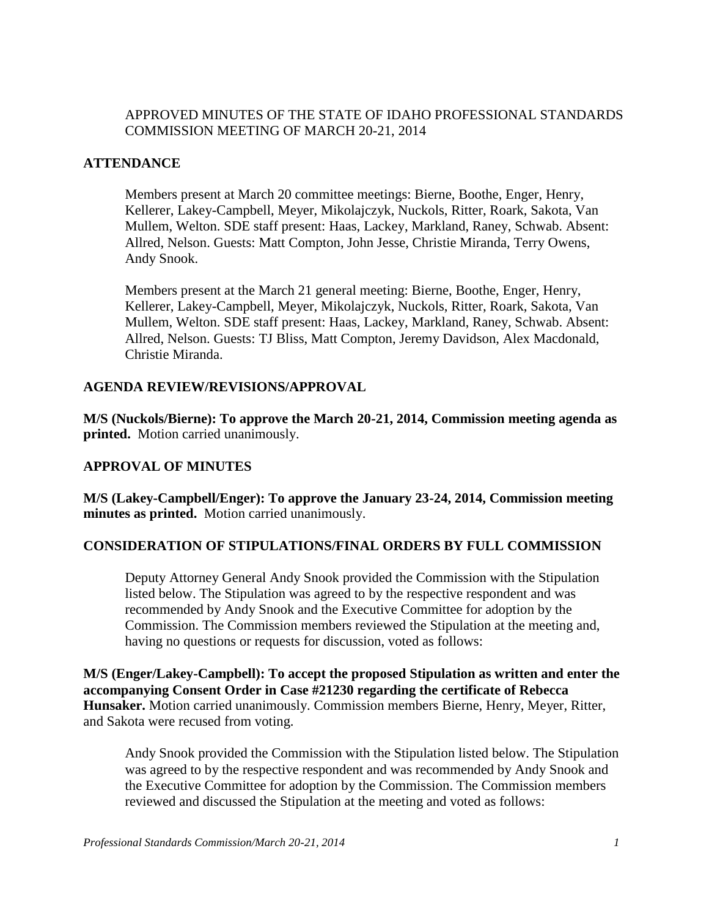APPROVED MINUTES OF THE STATE OF IDAHO PROFESSIONAL STANDARDS COMMISSION MEETING OF MARCH 20-21, 2014

## ATTENDANCE

Members present at March 20 committee meetings: Bierne, Boothe, Enger, Henry, Kellerer, Lakey-Campbell, Meyer, Mikolajczyk, Nuckols, Ritter, Roark, Sakota, Van Mullem, Welton. SDE staff present: Haas, Lackey, Markland, Raney, Schwab. Absent: Allred, Nelson. Guests: Matt Compton, John Jesse, Christie Miranda, Terry Owens, Andy Snook.

Members present at the March 21 general meeting: Bierne, Boothe, Enger, Henry, Kellerer, Lakey-Campbell, Meyer, Mikolajczyk, Nuckols, Ritter, Roark, Sakota, Van Mullem, Welton. SDE staff present: Haas, Lackey, Markland, Raney, Schwab. Absent: Allred, Nelson. Guests: TJ Bliss, Matt Compton, Jeremy Davidson, Alex Macdonald, Christie Miranda.

## AGENDA REVIEW/REVISIONS/APPROVAL

**M/S (Nuckols/Bierne): To approve the March 20-21, 2014, Commission meeting agenda as printed.** Motion carried unanimously.

## APPROVAL OF MINUTES

**M/S (Lakey-Campbell/Enger): To approve the January 23-24, 2014, Commission meeting minutes as printed.** Motion carried unanimously.

## CONSIDERATION OF STIPULATIONS/FINAL ORDERS BY FULL COMMISSION

Deputy Attorney General Andy Snook provided the Commission with the Stipulation listed below. The Stipulation was agreed to by the respective respondent and was recommended by Andy Snook and the Executive Committee for adoption by the Commission. The Commission members reviewed the Stipulation at the meeting and, having no questions or requests for discussion, voted as follows:

**M/S (Enger/Lakey-Campbell): To accept the proposed Stipulation as written and enter the accompanying Consent Order in Case #21230 regarding the certificate of Rebecca Hunsaker.** Motion carried unanimously. Commission members Bierne, Henry, Meyer, Ritter, and Sakota were recused from voting.

Andy Snook provided the Commission with the Stipulation listed below. The Stipulation was agreed to by the respective respondent and was recommended by Andy Snook and the Executive Committee for adoption by the Commission. The Commission members reviewed and discussed the Stipulation at the meeting and voted as follows: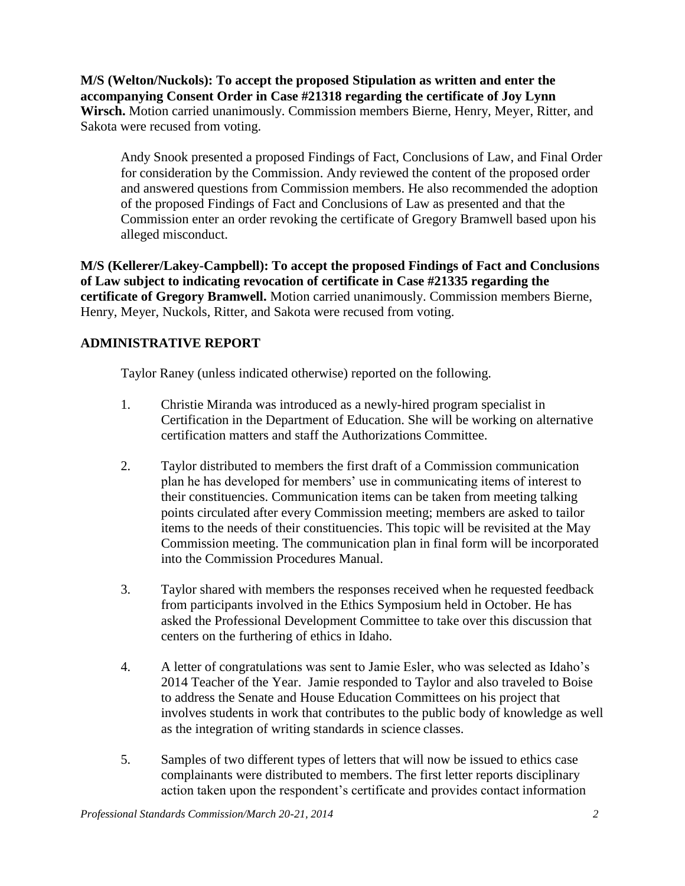**M/S (Welton/Nuckols): To accept the proposed Stipulation as written and enter the accompanying Consent Order in Case #21318 regarding the certificate of Joy Lynn Wirsch.** Motion carried unanimously. Commission members Bierne, Henry, Meyer, Ritter, and Sakota were recused from voting.

Andy Snook presented a proposed Findings of Fact, Conclusions of Law, and Final Order for consideration by the Commission. Andy reviewed the content of the proposed order and answered questions from Commission members. He also recommended the adoption of the proposed Findings of Fact and Conclusions of Law as presented and that the Commission enter an order revoking the certificate of Gregory Bramwell based upon his alleged misconduct.

**M/S (Kellerer/Lakey-Campbell): To accept the proposed Findings of Fact and Conclusions of Law subject to indicating revocation of certificate in Case #21335 regarding the certificate of Gregory Bramwell.** Motion carried unanimously. Commission members Bierne, Henry, Meyer, Nuckols, Ritter, and Sakota were recused from voting.

## ADMINISTRATIVE REPORT

Taylor Raney (unless indicated otherwise) reported on the following.

1. Christie Miranda was introduced as a newly-hired program specialist in Certification in the Department of Education. She will be working on alternative certification matters and staff the Authorizations Committee.

2. Taylor distributed to members the first draft of a Commission communication plan he has developed for members' use in communicating items of interest to their constituencies. Communication items can be taken from meeting talking points circulated after every Commission meeting; members are asked to tailor items to the needs of their constituencies. This topic will be revisited at the May Commission meeting. The communication plan in final form will be incorporated into the Commission Procedures Manual.

3. Taylor shared with members the responses received when he requested feedback from participants involved in the Ethics Symposium held in October. He has asked the Professional Development Committee to take over this discussion that centers on the furthering of ethics in Idaho.

4. A letter of congratulations was sent to Jamie Esler, who was selected as Idaho's 2014 Teacher of the Year. Jamie responded to Taylor and also traveled to Boise to address the Senate and House Education Committees on his project that involves students in work that contributes to the public body of knowledge as well as the integration of writing standards in science classes.

5. Samples of two different types of letters that will now be issued to ethics case complainants were distributed to members. The first letter reports disciplinary action taken upon the respondent's certificate and provides contact information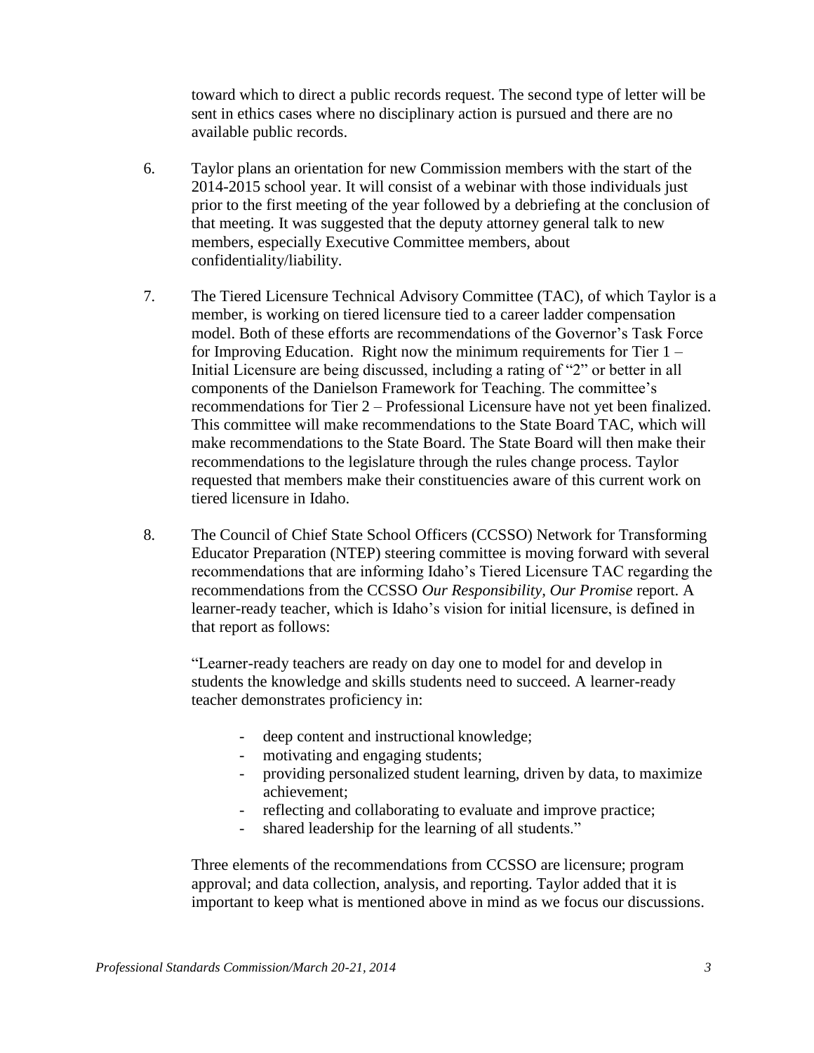toward which to direct a public records request. The second type of letter will be sent in ethics cases where no disciplinary action is pursued and there are no available public records.

6. Taylor plans an orientation for new Commission members with the start of the 2014-2015 school year. It will consist of a webinar with those individuals just prior to the first meeting of the year followed by a debriefing at the conclusion of that meeting. It was suggested that the deputy attorney general talk to new members, especially Executive Committee members, about confidentiality/liability.

7. The Tiered Licensure Technical Advisory Committee (TAC), of which Taylor is a member, is working on tiered licensure tied to a career ladder compensation model. Both of these efforts are recommendations of the Governor's Task Force for Improving Education. Right now the minimum requirements for Tier 1 – Initial Licensure are being discussed, including a rating of "2" or better in all components of the Danielson Framework for Teaching. The committee's recommendations for Tier 2 – Professional Licensure have not yet been finalized. This committee will make recommendations to the State Board TAC, which will make recommendations to the State Board. The State Board will then make their recommendations to the legislature through the rules change process. Taylor requested that members make their constituencies aware of this current work on tiered licensure in Idaho.

8. The Council of Chief State School Officers (CCSSO) Network for Transforming Educator Preparation (NTEP) steering committee is moving forward with several recommendations that are informing Idaho's Tiered Licensure TAC regarding the recommendations from the CCSSO *Our Responsibility, Our Promise* report. A learner-ready teacher, which is Idaho's vision for initial licensure, is defined in that report as follows:

   "Learner-ready teachers are ready on day one to model for and develop in students the knowledge and skills students need to succeed. A learner-ready teacher demonstrates proficiency in:

   - deep content and instructional knowledge;
   - motivating and engaging students;
   - providing personalized student learning, driven by data, to maximize achievement;
   - reflecting and collaborating to evaluate and improve practice;
   - shared leadership for the learning of all students."

   Three elements of the recommendations from CCSSO are licensure; program approval; and data collection, analysis, and reporting. Taylor added that it is important to keep what is mentioned above in mind as we focus our discussions.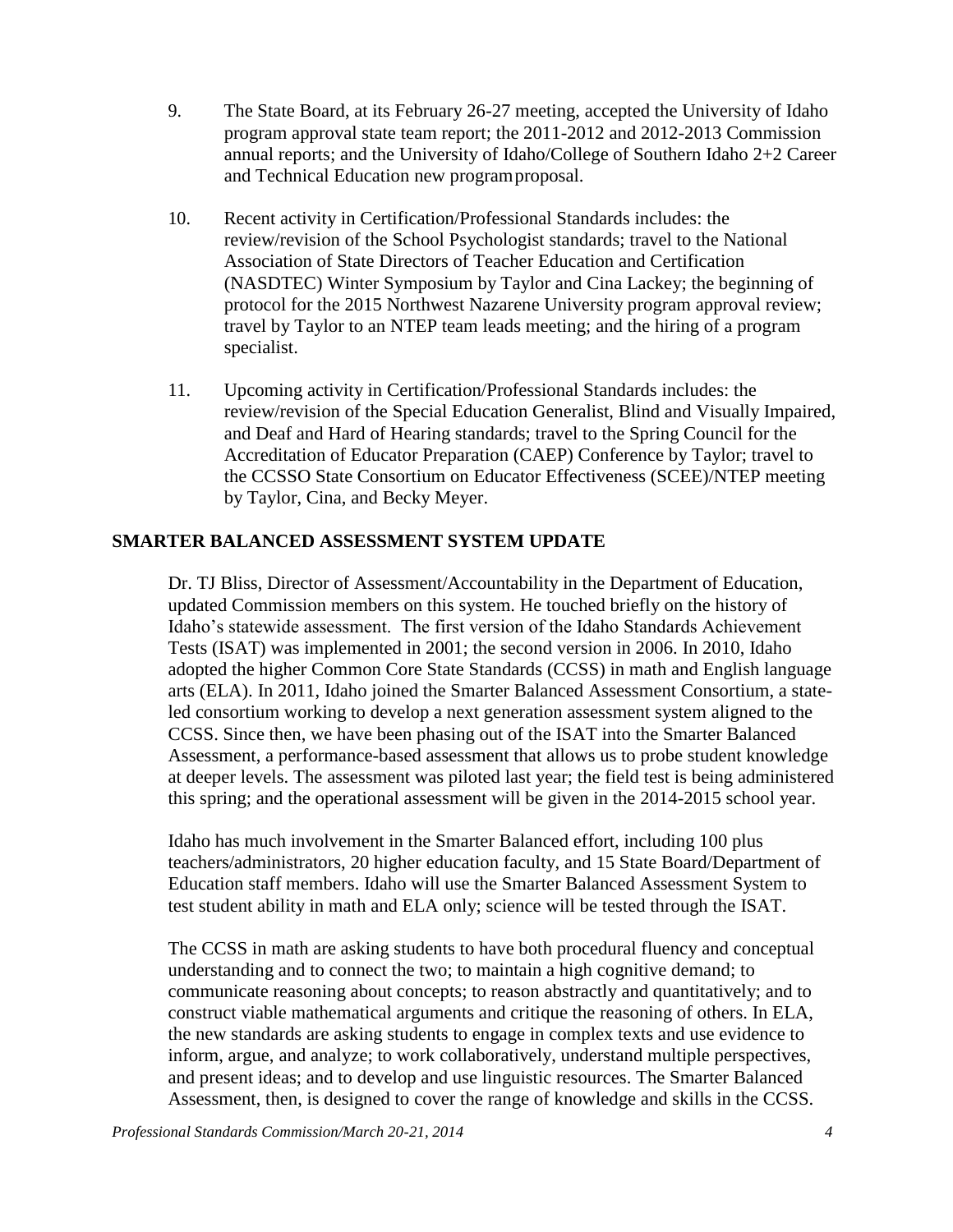9. The State Board, at its February 26-27 meeting, accepted the University of Idaho program approval state team report; the 2011-2012 and 2012-2013 Commission annual reports; and the University of Idaho/College of Southern Idaho 2+2 Career and Technical Education new program proposal.

10. Recent activity in Certification/Professional Standards includes: the review/revision of the School Psychologist standards; travel to the National Association of State Directors of Teacher Education and Certification (NASDTEC) Winter Symposium by Taylor and Cina Lackey; the beginning of protocol for the 2015 Northwest Nazarene University program approval review; travel by Taylor to an NTEP team leads meeting; and the hiring of a program specialist.

11. Upcoming activity in Certification/Professional Standards includes: the review/revision of the Special Education Generalist, Blind and Visually Impaired, and Deaf and Hard of Hearing standards; travel to the Spring Council for the Accreditation of Educator Preparation (CAEP) Conference by Taylor; travel to the CCSSO State Consortium on Educator Effectiveness (SCEE)/NTEP meeting by Taylor, Cina, and Becky Meyer.

## SMARTER BALANCED ASSESSMENT SYSTEM UPDATE

Dr. TJ Bliss, Director of Assessment/Accountability in the Department of Education, updated Commission members on this system. He touched briefly on the history of Idaho's statewide assessment. The first version of the Idaho Standards Achievement Tests (ISAT) was implemented in 2001; the second version in 2006. In 2010, Idaho adopted the higher Common Core State Standards (CCSS) in math and English language arts (ELA). In 2011, Idaho joined the Smarter Balanced Assessment Consortium, a state-led consortium working to develop a next generation assessment system aligned to the CCSS. Since then, we have been phasing out of the ISAT into the Smarter Balanced Assessment, a performance-based assessment that allows us to probe student knowledge at deeper levels. The assessment was piloted last year; the field test is being administered this spring; and the operational assessment will be given in the 2014-2015 school year.

Idaho has much involvement in the Smarter Balanced effort, including 100 plus teachers/administrators, 20 higher education faculty, and 15 State Board/Department of Education staff members. Idaho will use the Smarter Balanced Assessment System to test student ability in math and ELA only; science will be tested through the ISAT.

The CCSS in math are asking students to have both procedural fluency and conceptual understanding and to connect the two; to maintain a high cognitive demand; to communicate reasoning about concepts; to reason abstractly and quantitatively; and to construct viable mathematical arguments and critique the reasoning of others. In ELA, the new standards are asking students to engage in complex texts and use evidence to inform, argue, and analyze; to work collaboratively, understand multiple perspectives, and present ideas; and to develop and use linguistic resources. The Smarter Balanced Assessment, then, is designed to cover the range of knowledge and skills in the CCSS.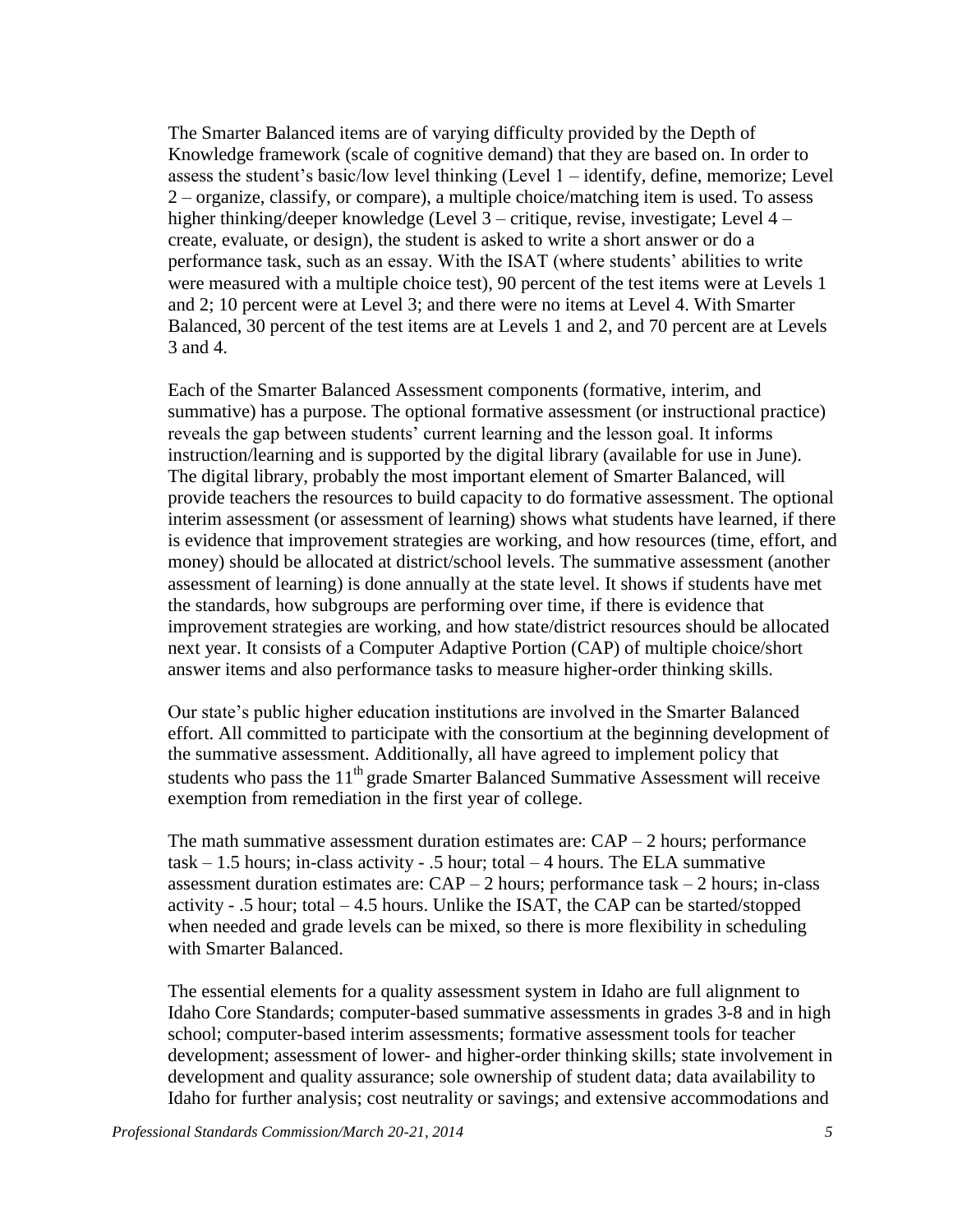The Smarter Balanced items are of varying difficulty provided by the Depth of Knowledge framework (scale of cognitive demand) that they are based on. In order to assess the student's basic/low level thinking (Level 1 – identify, define, memorize; Level 2 – organize, classify, or compare), a multiple choice/matching item is used. To assess higher thinking/deeper knowledge (Level 3 – critique, revise, investigate; Level 4 – create, evaluate, or design), the student is asked to write a short answer or do a performance task, such as an essay. With the ISAT (where students' abilities to write were measured with a multiple choice test), 90 percent of the test items were at Levels 1 and 2; 10 percent were at Level 3; and there were no items at Level 4. With Smarter Balanced, 30 percent of the test items are at Levels 1 and 2, and 70 percent are at Levels 3 and 4.

Each of the Smarter Balanced Assessment components (formative, interim, and summative) has a purpose. The optional formative assessment (or instructional practice) reveals the gap between students' current learning and the lesson goal. It informs instruction/learning and is supported by the digital library (available for use in June). The digital library, probably the most important element of Smarter Balanced, will provide teachers the resources to build capacity to do formative assessment. The optional interim assessment (or assessment of learning) shows what students have learned, if there is evidence that improvement strategies are working, and how resources (time, effort, and money) should be allocated at district/school levels. The summative assessment (another assessment of learning) is done annually at the state level. It shows if students have met the standards, how subgroups are performing over time, if there is evidence that improvement strategies are working, and how state/district resources should be allocated next year. It consists of a Computer Adaptive Portion (CAP) of multiple choice/short answer items and also performance tasks to measure higher-order thinking skills.

Our state's public higher education institutions are involved in the Smarter Balanced effort. All committed to participate with the consortium at the beginning development of the summative assessment. Additionally, all have agreed to implement policy that students who pass the 11th grade Smarter Balanced Summative Assessment will receive exemption from remediation in the first year of college.

The math summative assessment duration estimates are: CAP – 2 hours; performance task – 1.5 hours; in-class activity - .5 hour; total – 4 hours. The ELA summative assessment duration estimates are: CAP – 2 hours; performance task – 2 hours; in-class activity - .5 hour; total – 4.5 hours. Unlike the ISAT, the CAP can be started/stopped when needed and grade levels can be mixed, so there is more flexibility in scheduling with Smarter Balanced.

The essential elements for a quality assessment system in Idaho are full alignment to Idaho Core Standards; computer-based summative assessments in grades 3-8 and in high school; computer-based interim assessments; formative assessment tools for teacher development; assessment of lower- and higher-order thinking skills; state involvement in development and quality assurance; sole ownership of student data; data availability to Idaho for further analysis; cost neutrality or savings; and extensive accommodations and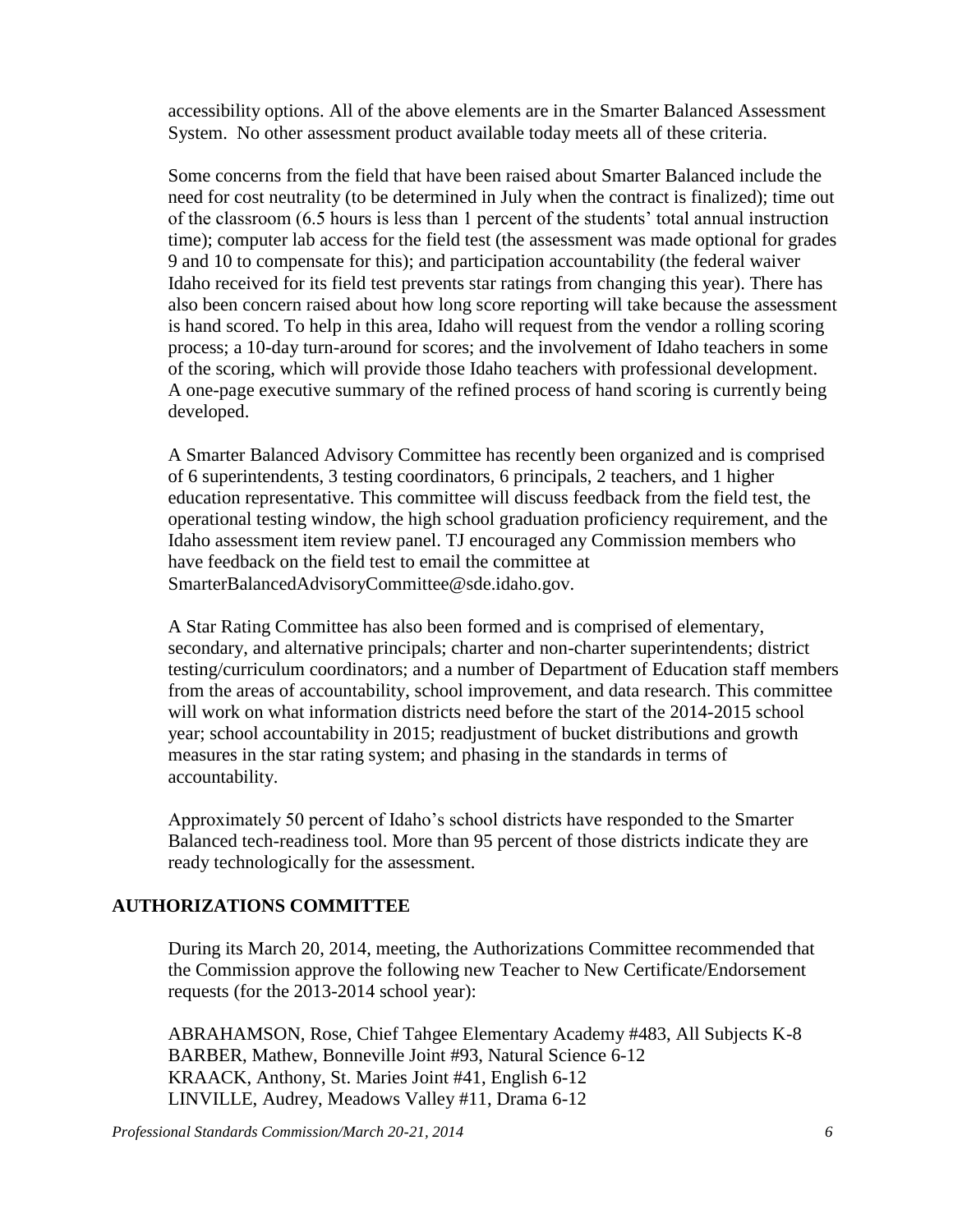accessibility options. All of the above elements are in the Smarter Balanced Assessment System. No other assessment product available today meets all of these criteria.

Some concerns from the field that have been raised about Smarter Balanced include the need for cost neutrality (to be determined in July when the contract is finalized); time out of the classroom (6.5 hours is less than 1 percent of the students' total annual instruction time); computer lab access for the field test (the assessment was made optional for grades 9 and 10 to compensate for this); and participation accountability (the federal waiver Idaho received for its field test prevents star ratings from changing this year). There has also been concern raised about how long score reporting will take because the assessment is hand scored. To help in this area, Idaho will request from the vendor a rolling scoring process; a 10-day turn-around for scores; and the involvement of Idaho teachers in some of the scoring, which will provide those Idaho teachers with professional development. A one-page executive summary of the refined process of hand scoring is currently being developed.

A Smarter Balanced Advisory Committee has recently been organized and is comprised of 6 superintendents, 3 testing coordinators, 6 principals, 2 teachers, and 1 higher education representative. This committee will discuss feedback from the field test, the operational testing window, the high school graduation proficiency requirement, and the Idaho assessment item review panel. TJ encouraged any Commission members who have feedback on the field test to email the committee at SmarterBalancedAdvisoryCommittee@sde.idaho.gov.

A Star Rating Committee has also been formed and is comprised of elementary, secondary, and alternative principals; charter and non-charter superintendents; district testing/curriculum coordinators; and a number of Department of Education staff members from the areas of accountability, school improvement, and data research. This committee will work on what information districts need before the start of the 2014-2015 school year; school accountability in 2015; readjustment of bucket distributions and growth measures in the star rating system; and phasing in the standards in terms of accountability.

Approximately 50 percent of Idaho's school districts have responded to the Smarter Balanced tech-readiness tool. More than 95 percent of those districts indicate they are ready technologically for the assessment.

## AUTHORIZATIONS COMMITTEE

During its March 20, 2014, meeting, the Authorizations Committee recommended that the Commission approve the following new Teacher to New Certificate/Endorsement requests (for the 2013-2014 school year):

ABRAHAMSON, Rose, Chief Tahgee Elementary Academy #483, All Subjects K-8
BARBER, Mathew, Bonneville Joint #93, Natural Science 6-12
KRAACK, Anthony, St. Maries Joint #41, English 6-12
LINVILLE, Audrey, Meadows Valley #11, Drama 6-12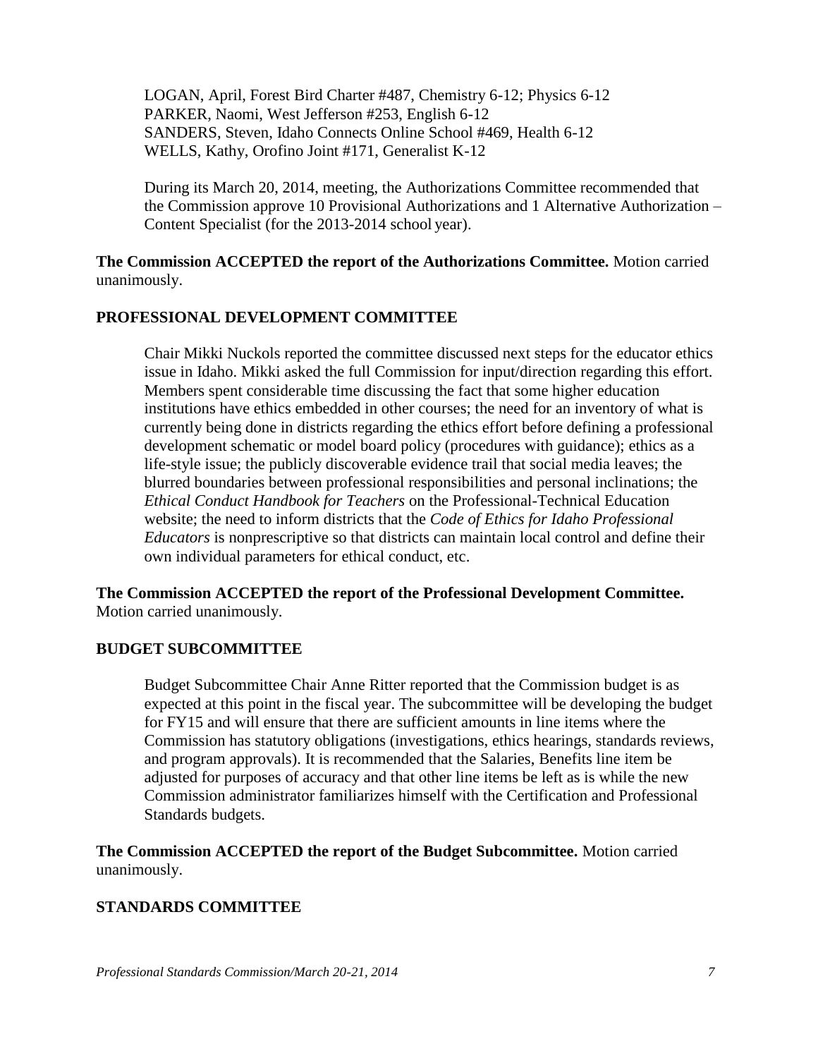LOGAN, April, Forest Bird Charter #487, Chemistry 6-12; Physics 6-12
PARKER, Naomi, West Jefferson #253, English 6-12
SANDERS, Steven, Idaho Connects Online School #469, Health 6-12
WELLS, Kathy, Orofino Joint #171, Generalist K-12

During its March 20, 2014, meeting, the Authorizations Committee recommended that the Commission approve 10 Provisional Authorizations and 1 Alternative Authorization – Content Specialist (for the 2013-2014 school year).

**The Commission ACCEPTED the report of the Authorizations Committee.** Motion carried unanimously.

### PROFESSIONAL DEVELOPMENT COMMITTEE

Chair Mikki Nuckols reported the committee discussed next steps for the educator ethics issue in Idaho. Mikki asked the full Commission for input/direction regarding this effort. Members spent considerable time discussing the fact that some higher education institutions have ethics embedded in other courses; the need for an inventory of what is currently being done in districts regarding the ethics effort before defining a professional development schematic or model board policy (procedures with guidance); ethics as a life-style issue; the publicly discoverable evidence trail that social media leaves; the blurred boundaries between professional responsibilities and personal inclinations; the *Ethical Conduct Handbook for Teachers* on the Professional-Technical Education website; the need to inform districts that the *Code of Ethics for Idaho Professional Educators* is nonprescriptive so that districts can maintain local control and define their own individual parameters for ethical conduct, etc.

**The Commission ACCEPTED the report of the Professional Development Committee.** Motion carried unanimously.

### BUDGET SUBCOMMITTEE

Budget Subcommittee Chair Anne Ritter reported that the Commission budget is as expected at this point in the fiscal year. The subcommittee will be developing the budget for FY15 and will ensure that there are sufficient amounts in line items where the Commission has statutory obligations (investigations, ethics hearings, standards reviews, and program approvals). It is recommended that the Salaries, Benefits line item be adjusted for purposes of accuracy and that other line items be left as is while the new Commission administrator familiarizes himself with the Certification and Professional Standards budgets.

**The Commission ACCEPTED the report of the Budget Subcommittee.** Motion carried unanimously.

### STANDARDS COMMITTEE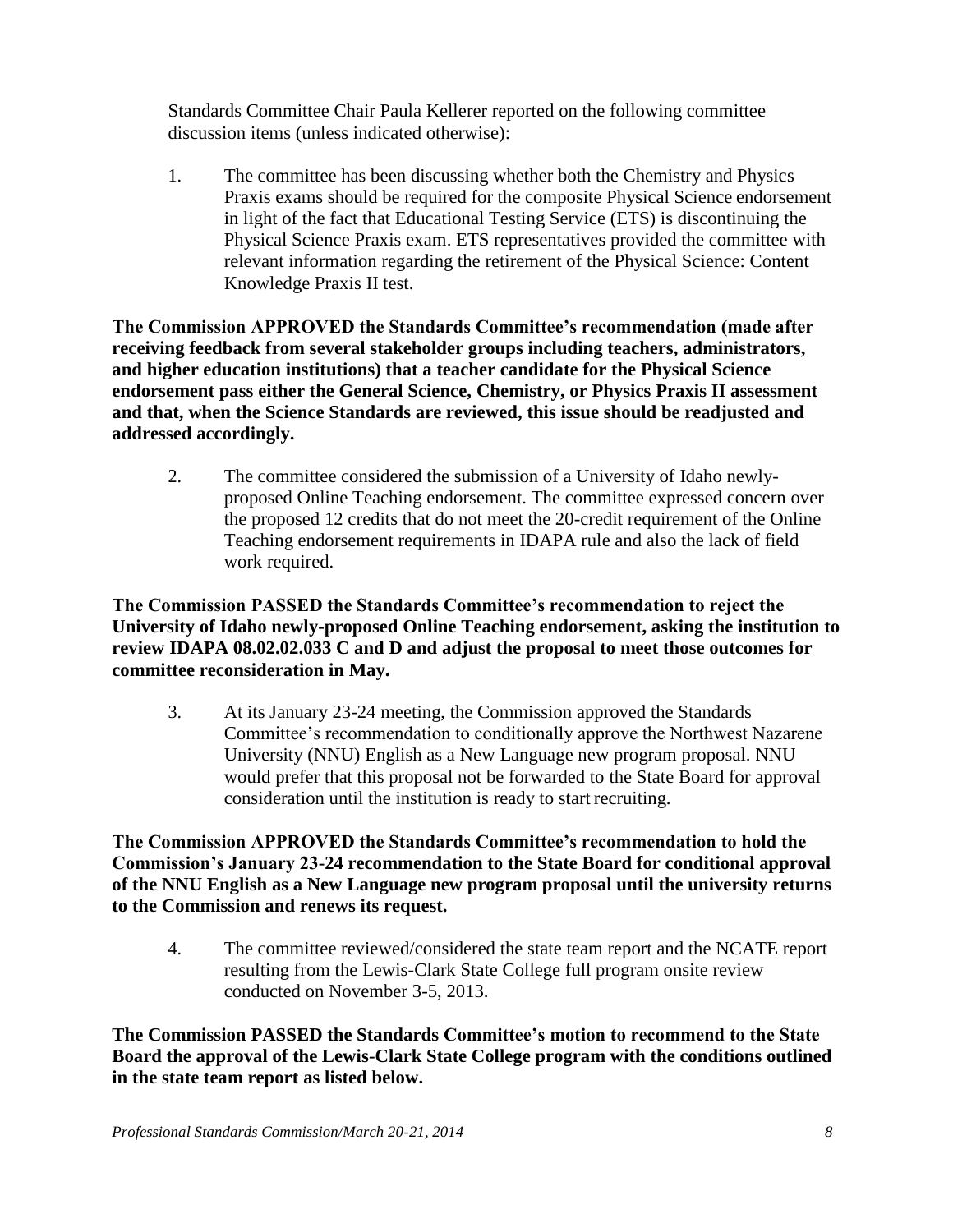Standards Committee Chair Paula Kellerer reported on the following committee discussion items (unless indicated otherwise):

1. The committee has been discussing whether both the Chemistry and Physics Praxis exams should be required for the composite Physical Science endorsement in light of the fact that Educational Testing Service (ETS) is discontinuing the Physical Science Praxis exam. ETS representatives provided the committee with relevant information regarding the retirement of the Physical Science: Content Knowledge Praxis II test.

**The Commission APPROVED the Standards Committee's recommendation (made after receiving feedback from several stakeholder groups including teachers, administrators, and higher education institutions) that a teacher candidate for the Physical Science endorsement pass either the General Science, Chemistry, or Physics Praxis II assessment and that, when the Science Standards are reviewed, this issue should be readjusted and addressed accordingly.**

2. The committee considered the submission of a University of Idaho newly-proposed Online Teaching endorsement. The committee expressed concern over the proposed 12 credits that do not meet the 20-credit requirement of the Online Teaching endorsement requirements in IDAPA rule and also the lack of field work required.

**The Commission PASSED the Standards Committee's recommendation to reject the University of Idaho newly-proposed Online Teaching endorsement, asking the institution to review IDAPA 08.02.02.033 C and D and adjust the proposal to meet those outcomes for committee reconsideration in May.**

3. At its January 23-24 meeting, the Commission approved the Standards Committee's recommendation to conditionally approve the Northwest Nazarene University (NNU) English as a New Language new program proposal. NNU would prefer that this proposal not be forwarded to the State Board for approval consideration until the institution is ready to start recruiting.

**The Commission APPROVED the Standards Committee's recommendation to hold the Commission's January 23-24 recommendation to the State Board for conditional approval of the NNU English as a New Language new program proposal until the university returns to the Commission and renews its request.**

4. The committee reviewed/considered the state team report and the NCATE report resulting from the Lewis-Clark State College full program onsite review conducted on November 3-5, 2013.

**The Commission PASSED the Standards Committee's motion to recommend to the State Board the approval of the Lewis-Clark State College program with the conditions outlined in the state team report as listed below.**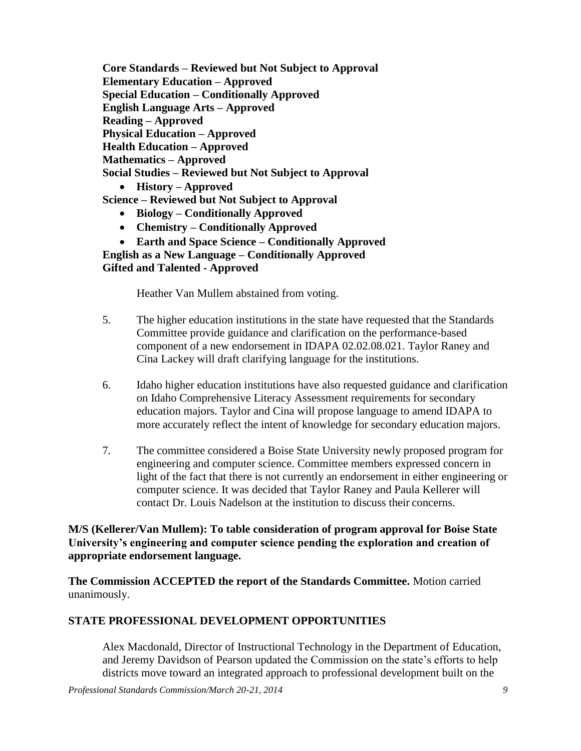**Core Standards – Reviewed but Not Subject to Approval**
**Elementary Education – Approved**
**Special Education – Conditionally Approved**
**English Language Arts – Approved**
**Reading – Approved**
**Physical Education – Approved**
**Health Education – Approved**
**Mathematics – Approved**
**Social Studies – Reviewed but Not Subject to Approval**

- **History – Approved**

**Science – Reviewed but Not Subject to Approval**

- **Biology – Conditionally Approved**
- **Chemistry – Conditionally Approved**
- **Earth and Space Science – Conditionally Approved**

**English as a New Language – Conditionally Approved**
**Gifted and Talented - Approved**

Heather Van Mullem abstained from voting.

5. The higher education institutions in the state have requested that the Standards Committee provide guidance and clarification on the performance-based component of a new endorsement in IDAPA 02.02.08.021. Taylor Raney and Cina Lackey will draft clarifying language for the institutions.

6. Idaho higher education institutions have also requested guidance and clarification on Idaho Comprehensive Literacy Assessment requirements for secondary education majors. Taylor and Cina will propose language to amend IDAPA to more accurately reflect the intent of knowledge for secondary education majors.

7. The committee considered a Boise State University newly proposed program for engineering and computer science. Committee members expressed concern in light of the fact that there is not currently an endorsement in either engineering or computer science. It was decided that Taylor Raney and Paula Kellerer will contact Dr. Louis Nadelson at the institution to discuss their concerns.

**M/S (Kellerer/Van Mullem): To table consideration of program approval for Boise State University's engineering and computer science pending the exploration and creation of appropriate endorsement language.**

**The Commission ACCEPTED the report of the Standards Committee.** Motion carried unanimously.

## STATE PROFESSIONAL DEVELOPMENT OPPORTUNITIES

Alex Macdonald, Director of Instructional Technology in the Department of Education, and Jeremy Davidson of Pearson updated the Commission on the state's efforts to help districts move toward an integrated approach to professional development built on the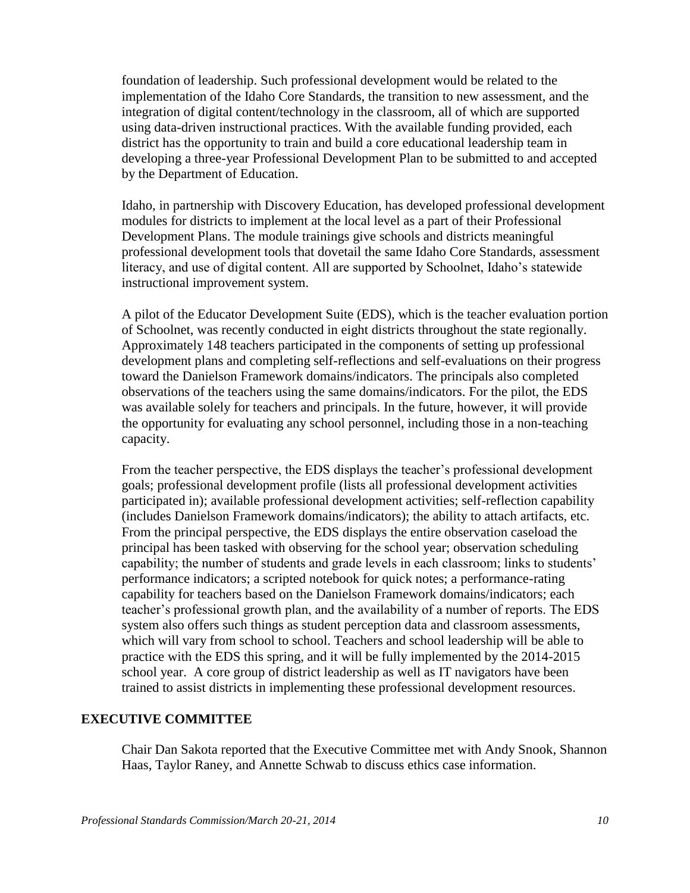foundation of leadership. Such professional development would be related to the implementation of the Idaho Core Standards, the transition to new assessment, and the integration of digital content/technology in the classroom, all of which are supported using data-driven instructional practices. With the available funding provided, each district has the opportunity to train and build a core educational leadership team in developing a three-year Professional Development Plan to be submitted to and accepted by the Department of Education.

Idaho, in partnership with Discovery Education, has developed professional development modules for districts to implement at the local level as a part of their Professional Development Plans. The module trainings give schools and districts meaningful professional development tools that dovetail the same Idaho Core Standards, assessment literacy, and use of digital content. All are supported by Schoolnet, Idaho's statewide instructional improvement system.

A pilot of the Educator Development Suite (EDS), which is the teacher evaluation portion of Schoolnet, was recently conducted in eight districts throughout the state regionally. Approximately 148 teachers participated in the components of setting up professional development plans and completing self-reflections and self-evaluations on their progress toward the Danielson Framework domains/indicators. The principals also completed observations of the teachers using the same domains/indicators. For the pilot, the EDS was available solely for teachers and principals. In the future, however, it will provide the opportunity for evaluating any school personnel, including those in a non-teaching capacity.

From the teacher perspective, the EDS displays the teacher's professional development goals; professional development profile (lists all professional development activities participated in); available professional development activities; self-reflection capability (includes Danielson Framework domains/indicators); the ability to attach artifacts, etc. From the principal perspective, the EDS displays the entire observation caseload the principal has been tasked with observing for the school year; observation scheduling capability; the number of students and grade levels in each classroom; links to students' performance indicators; a scripted notebook for quick notes; a performance-rating capability for teachers based on the Danielson Framework domains/indicators; each teacher's professional growth plan, and the availability of a number of reports. The EDS system also offers such things as student perception data and classroom assessments, which will vary from school to school. Teachers and school leadership will be able to practice with the EDS this spring, and it will be fully implemented by the 2014-2015 school year. A core group of district leadership as well as IT navigators have been trained to assist districts in implementing these professional development resources.

## EXECUTIVE COMMITTEE

Chair Dan Sakota reported that the Executive Committee met with Andy Snook, Shannon Haas, Taylor Raney, and Annette Schwab to discuss ethics case information.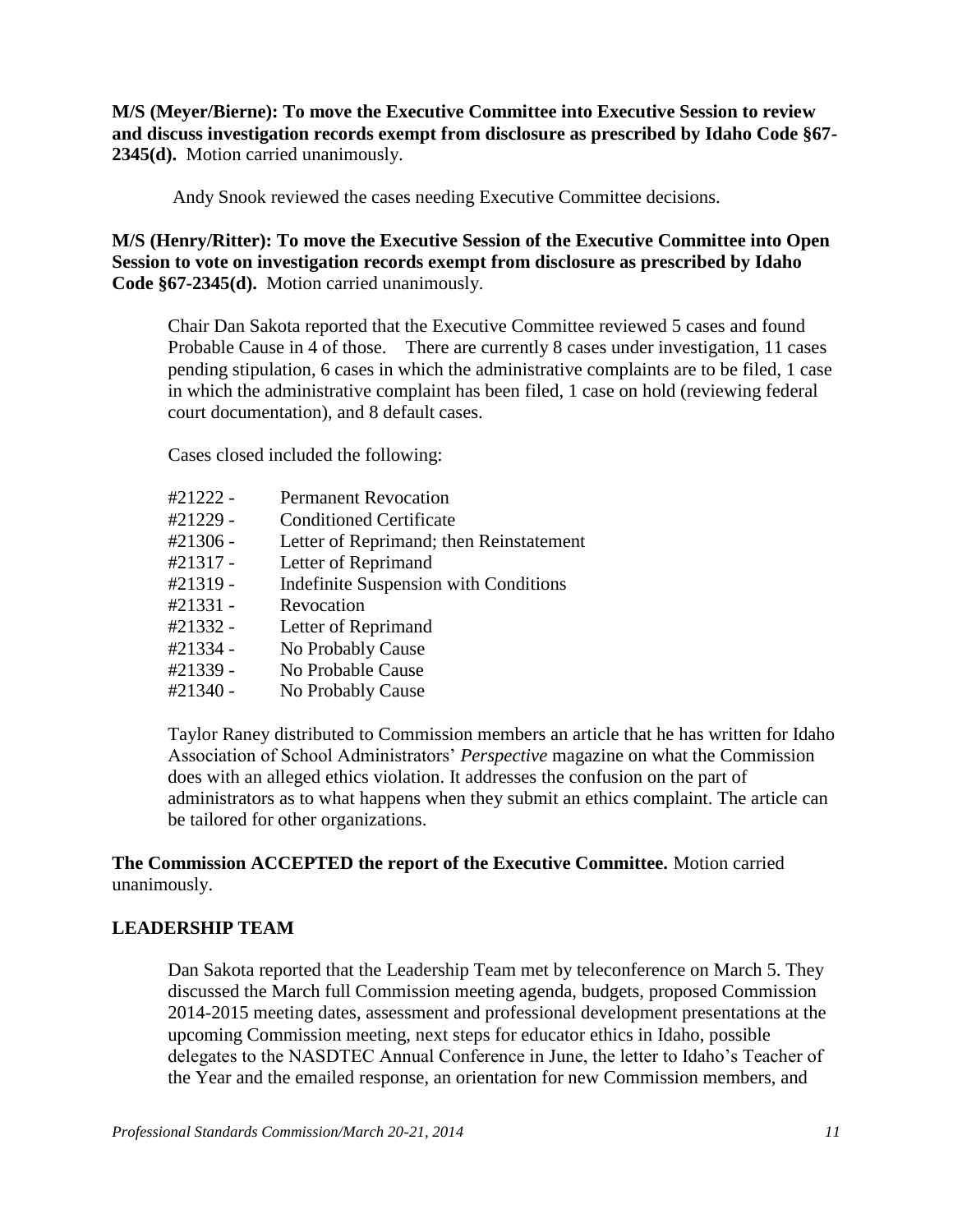**M/S (Meyer/Bierne): To move the Executive Committee into Executive Session to review and discuss investigation records exempt from disclosure as prescribed by Idaho Code §67-2345(d).** Motion carried unanimously.

Andy Snook reviewed the cases needing Executive Committee decisions.

**M/S (Henry/Ritter): To move the Executive Session of the Executive Committee into Open Session to vote on investigation records exempt from disclosure as prescribed by Idaho Code §67-2345(d).** Motion carried unanimously.

Chair Dan Sakota reported that the Executive Committee reviewed 5 cases and found Probable Cause in 4 of those. There are currently 8 cases under investigation, 11 cases pending stipulation, 6 cases in which the administrative complaints are to be filed, 1 case in which the administrative complaint has been filed, 1 case on hold (reviewing federal court documentation), and 8 default cases.

Cases closed included the following:

| | |
|---|---|
| #21222 - | Permanent Revocation |
| #21229 - | Conditioned Certificate |
| #21306 - | Letter of Reprimand; then Reinstatement |
| #21317 - | Letter of Reprimand |
| #21319 - | Indefinite Suspension with Conditions |
| #21331 - | Revocation |
| #21332 - | Letter of Reprimand |
| #21334 - | No Probably Cause |
| #21339 - | No Probable Cause |
| #21340 - | No Probably Cause |

Taylor Raney distributed to Commission members an article that he has written for Idaho Association of School Administrators' *Perspective* magazine on what the Commission does with an alleged ethics violation. It addresses the confusion on the part of administrators as to what happens when they submit an ethics complaint. The article can be tailored for other organizations.

**The Commission ACCEPTED the report of the Executive Committee.** Motion carried unanimously.

## LEADERSHIP TEAM

Dan Sakota reported that the Leadership Team met by teleconference on March 5. They discussed the March full Commission meeting agenda, budgets, proposed Commission 2014-2015 meeting dates, assessment and professional development presentations at the upcoming Commission meeting, next steps for educator ethics in Idaho, possible delegates to the NASDTEC Annual Conference in June, the letter to Idaho's Teacher of the Year and the emailed response, an orientation for new Commission members, and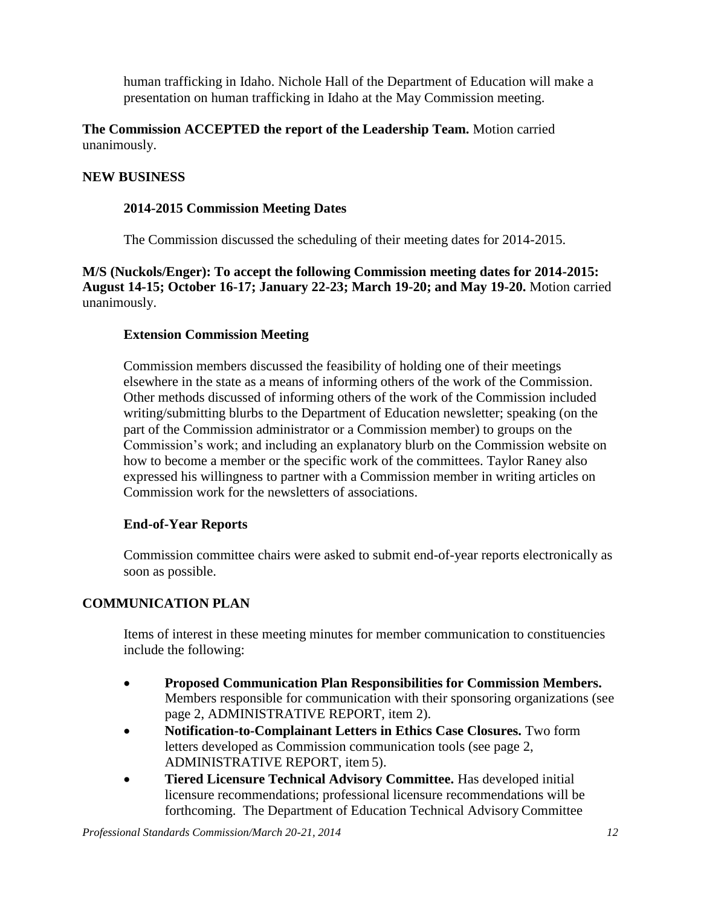human trafficking in Idaho. Nichole Hall of the Department of Education will make a presentation on human trafficking in Idaho at the May Commission meeting.

**The Commission ACCEPTED the report of the Leadership Team.** Motion carried unanimously.

## NEW BUSINESS

### 2014-2015 Commission Meeting Dates

The Commission discussed the scheduling of their meeting dates for 2014-2015.

**M/S (Nuckols/Enger): To accept the following Commission meeting dates for 2014-2015: August 14-15; October 16-17; January 22-23; March 19-20; and May 19-20.** Motion carried unanimously.

### Extension Commission Meeting

Commission members discussed the feasibility of holding one of their meetings elsewhere in the state as a means of informing others of the work of the Commission. Other methods discussed of informing others of the work of the Commission included writing/submitting blurbs to the Department of Education newsletter; speaking (on the part of the Commission administrator or a Commission member) to groups on the Commission's work; and including an explanatory blurb on the Commission website on how to become a member or the specific work of the committees. Taylor Raney also expressed his willingness to partner with a Commission member in writing articles on Commission work for the newsletters of associations.

### End-of-Year Reports

Commission committee chairs were asked to submit end-of-year reports electronically as soon as possible.

## COMMUNICATION PLAN

Items of interest in these meeting minutes for member communication to constituencies include the following:

- **Proposed Communication Plan Responsibilities for Commission Members.** Members responsible for communication with their sponsoring organizations (see page 2, ADMINISTRATIVE REPORT, item 2).
- **Notification-to-Complainant Letters in Ethics Case Closures.** Two form letters developed as Commission communication tools (see page 2, ADMINISTRATIVE REPORT, item 5).
- **Tiered Licensure Technical Advisory Committee.** Has developed initial licensure recommendations; professional licensure recommendations will be forthcoming. The Department of Education Technical Advisory Committee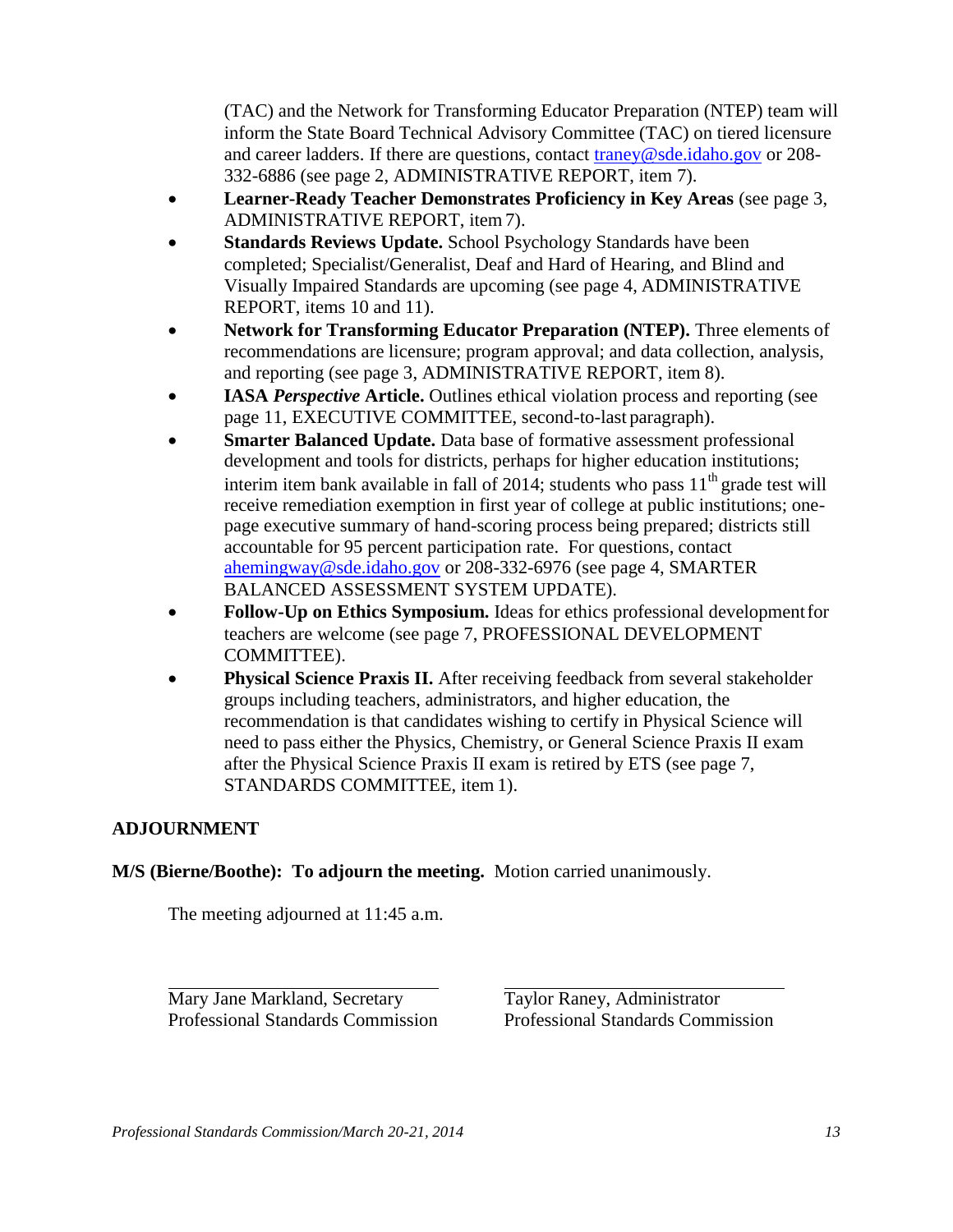(TAC) and the Network for Transforming Educator Preparation (NTEP) team will inform the State Board Technical Advisory Committee (TAC) on tiered licensure and career ladders. If there are questions, contact traney@sde.idaho.gov or 208-332-6886 (see page 2, ADMINISTRATIVE REPORT, item 7).

- **Learner-Ready Teacher Demonstrates Proficiency in Key Areas** (see page 3, ADMINISTRATIVE REPORT, item 7).
- **Standards Reviews Update.** School Psychology Standards have been completed; Specialist/Generalist, Deaf and Hard of Hearing, and Blind and Visually Impaired Standards are upcoming (see page 4, ADMINISTRATIVE REPORT, items 10 and 11).
- **Network for Transforming Educator Preparation (NTEP).** Three elements of recommendations are licensure; program approval; and data collection, analysis, and reporting (see page 3, ADMINISTRATIVE REPORT, item 8).
- **IASA *Perspective* Article.** Outlines ethical violation process and reporting (see page 11, EXECUTIVE COMMITTEE, second-to-last paragraph).
- **Smarter Balanced Update.** Data base of formative assessment professional development and tools for districts, perhaps for higher education institutions; interim item bank available in fall of 2014; students who pass 11th grade test will receive remediation exemption in first year of college at public institutions; one-page executive summary of hand-scoring process being prepared; districts still accountable for 95 percent participation rate. For questions, contact ahemingway@sde.idaho.gov or 208-332-6976 (see page 4, SMARTER BALANCED ASSESSMENT SYSTEM UPDATE).
- **Follow-Up on Ethics Symposium.** Ideas for ethics professional development for teachers are welcome (see page 7, PROFESSIONAL DEVELOPMENT COMMITTEE).
- **Physical Science Praxis II.** After receiving feedback from several stakeholder groups including teachers, administrators, and higher education, the recommendation is that candidates wishing to certify in Physical Science will need to pass either the Physics, Chemistry, or General Science Praxis II exam after the Physical Science Praxis II exam is retired by ETS (see page 7, STANDARDS COMMITTEE, item 1).

**ADJOURNMENT**

**M/S (Bierne/Boothe): To adjourn the meeting.** Motion carried unanimously.

The meeting adjourned at 11:45 a.m.

Mary Jane Markland, Secretary
Professional Standards Commission

Taylor Raney, Administrator
Professional Standards Commission